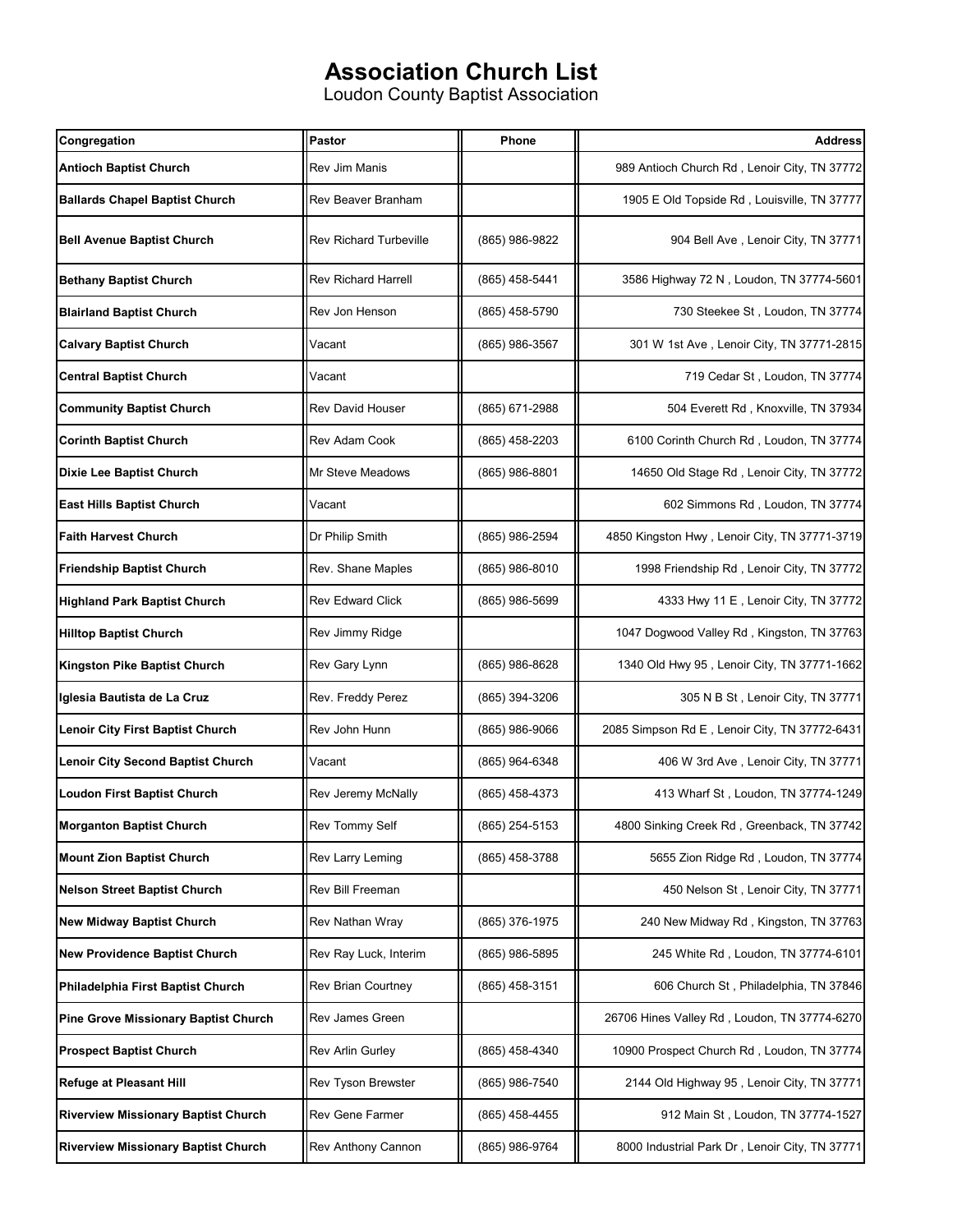# Association Church List

Loudon County Baptist Association

| Congregation | Pastor | Phone | Address |
|---|---|---|---|
| **Antioch Baptist Church** | Rev Jim Manis | | 989 Antioch Church Rd , Lenoir City, TN 37772 |
| **Ballards Chapel Baptist Church** | Rev Beaver Branham | | 1905 E Old Topside Rd , Louisville, TN 37777 |
| **Bell Avenue Baptist Church** | Rev Richard Turbeville | (865) 986-9822 | 904 Bell Ave , Lenoir City, TN 37771 |
| **Bethany Baptist Church** | Rev Richard Harrell | (865) 458-5441 | 3586 Highway 72 N , Loudon, TN 37774-5601 |
| **Blairland Baptist Church** | Rev Jon Henson | (865) 458-5790 | 730 Steekee St , Loudon, TN 37774 |
| **Calvary Baptist Church** | Vacant | (865) 986-3567 | 301 W 1st Ave , Lenoir City, TN 37771-2815 |
| **Central Baptist Church** | Vacant | | 719 Cedar St , Loudon, TN 37774 |
| **Community Baptist Church** | Rev David Houser | (865) 671-2988 | 504 Everett Rd , Knoxville, TN 37934 |
| **Corinth Baptist Church** | Rev Adam Cook | (865) 458-2203 | 6100 Corinth Church Rd , Loudon, TN 37774 |
| **Dixie Lee Baptist Church** | Mr Steve Meadows | (865) 986-8801 | 14650 Old Stage Rd , Lenoir City, TN 37772 |
| **East Hills Baptist Church** | Vacant | | 602 Simmons Rd , Loudon, TN 37774 |
| **Faith Harvest Church** | Dr Philip Smith | (865) 986-2594 | 4850 Kingston Hwy , Lenoir City, TN 37771-3719 |
| **Friendship Baptist Church** | Rev. Shane Maples | (865) 986-8010 | 1998 Friendship Rd , Lenoir City, TN 37772 |
| **Highland Park Baptist Church** | Rev Edward Click | (865) 986-5699 | 4333 Hwy 11 E , Lenoir City, TN 37772 |
| **Hilltop Baptist Church** | Rev Jimmy Ridge | | 1047 Dogwood Valley Rd , Kingston, TN 37763 |
| **Kingston Pike Baptist Church** | Rev Gary Lynn | (865) 986-8628 | 1340 Old Hwy 95 , Lenoir City, TN 37771-1662 |
| **Iglesia Bautista de La Cruz** | Rev. Freddy Perez | (865) 394-3206 | 305 N B St , Lenoir City, TN 37771 |
| **Lenoir City First Baptist Church** | Rev John Hunn | (865) 986-9066 | 2085 Simpson Rd E , Lenoir City, TN 37772-6431 |
| **Lenoir City Second Baptist Church** | Vacant | (865) 964-6348 | 406 W 3rd Ave , Lenoir City, TN 37771 |
| **Loudon First Baptist Church** | Rev Jeremy McNally | (865) 458-4373 | 413 Wharf St , Loudon, TN 37774-1249 |
| **Morganton Baptist Church** | Rev Tommy Self | (865) 254-5153 | 4800 Sinking Creek Rd , Greenback, TN 37742 |
| **Mount Zion Baptist Church** | Rev Larry Leming | (865) 458-3788 | 5655 Zion Ridge Rd , Loudon, TN 37774 |
| **Nelson Street Baptist Church** | Rev Bill Freeman | | 450 Nelson St , Lenoir City, TN 37771 |
| **New Midway Baptist Church** | Rev Nathan Wray | (865) 376-1975 | 240 New Midway Rd , Kingston, TN 37763 |
| **New Providence Baptist Church** | Rev Ray Luck, Interim | (865) 986-5895 | 245 White Rd , Loudon, TN 37774-6101 |
| **Philadelphia First Baptist Church** | Rev Brian Courtney | (865) 458-3151 | 606 Church St , Philadelphia, TN 37846 |
| **Pine Grove Missionary Baptist Church** | Rev James Green | | 26706 Hines Valley Rd , Loudon, TN 37774-6270 |
| **Prospect Baptist Church** | Rev Arlin Gurley | (865) 458-4340 | 10900 Prospect Church Rd , Loudon, TN 37774 |
| **Refuge at Pleasant Hill** | Rev Tyson Brewster | (865) 986-7540 | 2144 Old Highway 95 , Lenoir City, TN 37771 |
| **Riverview Missionary Baptist Church** | Rev Gene Farmer | (865) 458-4455 | 912 Main St , Loudon, TN 37774-1527 |
| **Riverview Missionary Baptist Church** | Rev Anthony Cannon | (865) 986-9764 | 8000 Industrial Park Dr , Lenoir City, TN 37771 |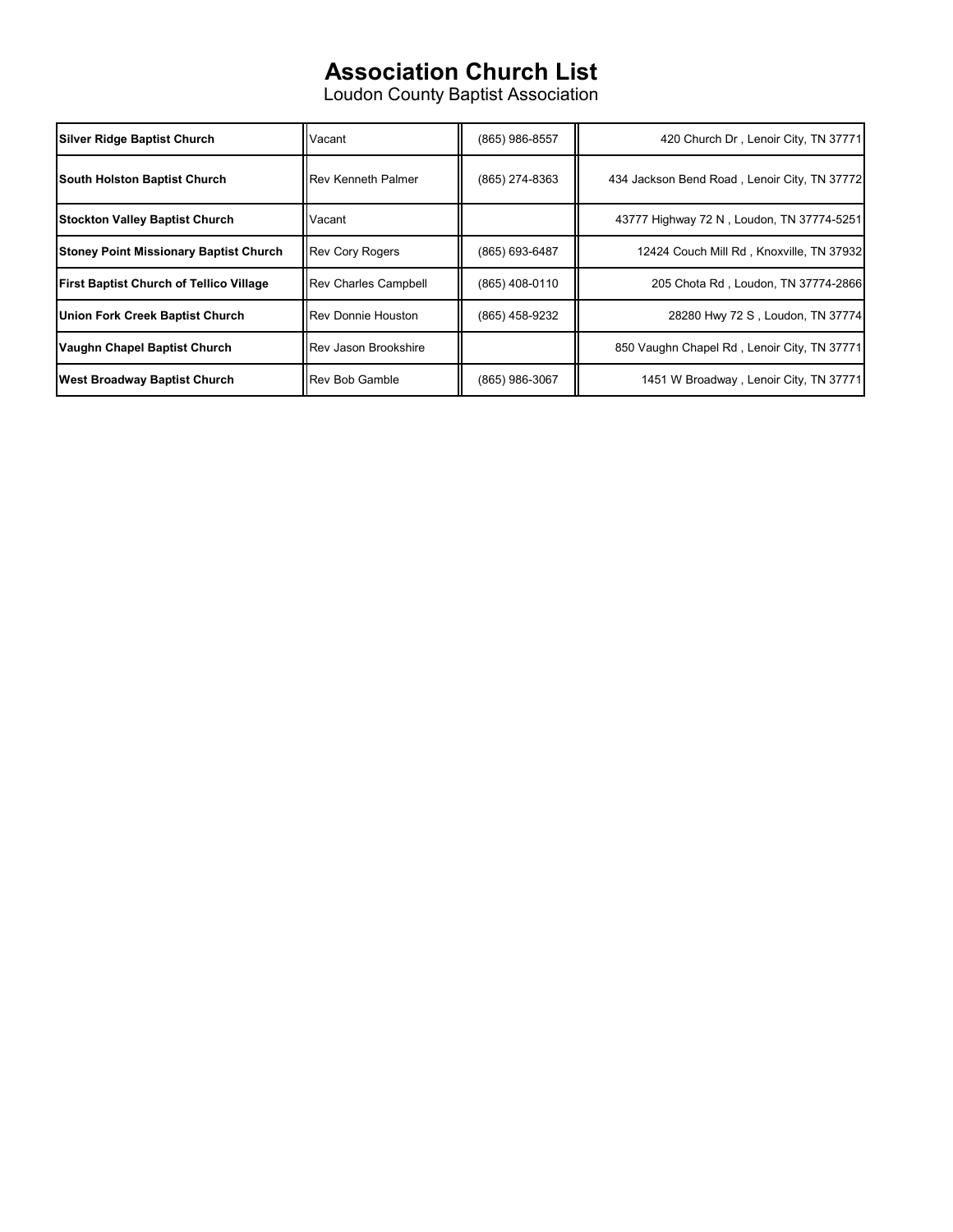# Association Church List

Loudon County Baptist Association

| | | | |
|---|---|---|---|
| **Silver Ridge Baptist Church** | Vacant | (865) 986-8557 | 420 Church Dr , Lenoir City, TN 37771 |
| **South Holston Baptist Church** | Rev Kenneth Palmer | (865) 274-8363 | 434 Jackson Bend Road , Lenoir City, TN 37772 |
| **Stockton Valley Baptist Church** | Vacant | | 43777 Highway 72 N , Loudon, TN 37774-5251 |
| **Stoney Point Missionary Baptist Church** | Rev Cory Rogers | (865) 693-6487 | 12424 Couch Mill Rd , Knoxville, TN 37932 |
| **First Baptist Church of Tellico Village** | Rev Charles Campbell | (865) 408-0110 | 205 Chota Rd , Loudon, TN 37774-2866 |
| **Union Fork Creek Baptist Church** | Rev Donnie Houston | (865) 458-9232 | 28280 Hwy 72 S , Loudon, TN 37774 |
| **Vaughn Chapel Baptist Church** | Rev Jason Brookshire | | 850 Vaughn Chapel Rd , Lenoir City, TN 37771 |
| **West Broadway Baptist Church** | Rev Bob Gamble | (865) 986-3067 | 1451 W Broadway , Lenoir City, TN 37771 |